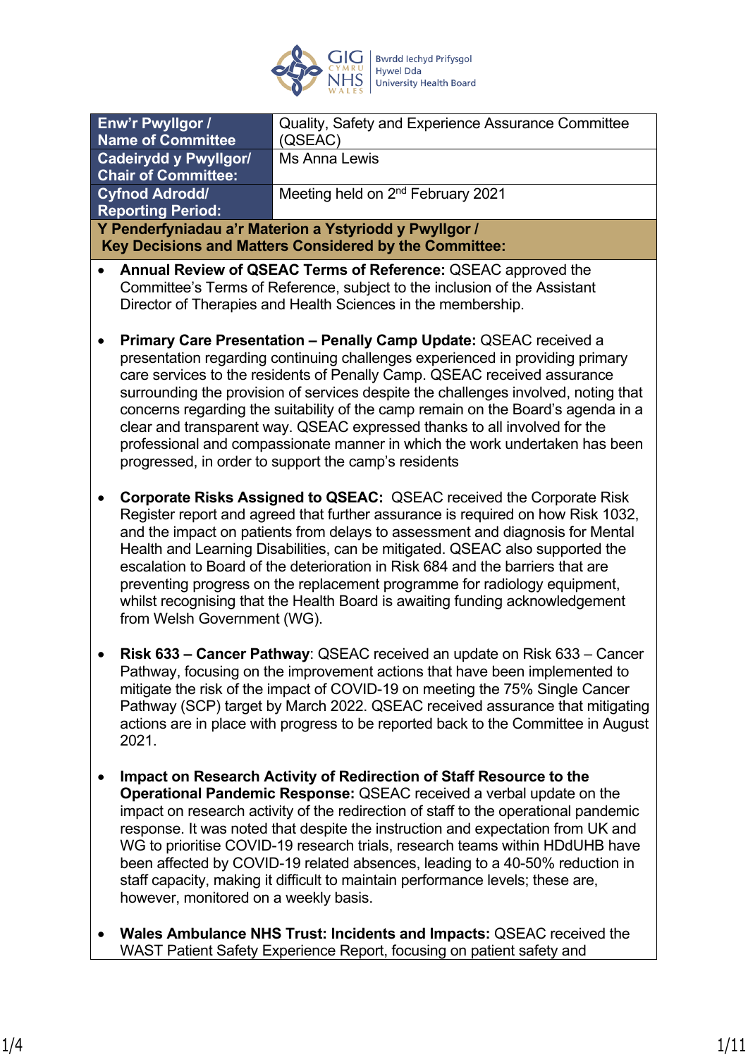| Enw'r Pwyllgor / Name of Committee | Quality, Safety and Experience Assurance Committee (QSEAC) |
|---|---|
| Cadeirydd y Pwyllgor/ Chair of Committee: | Ms Anna Lewis |
| Cyfnod Adrodd/ Reporting Period: | Meeting held on 2nd February 2021 |

**Y Penderfyniadau a'r Materion a Ystyriodd y Pwyllgor / Key Decisions and Matters Considered by the Committee:**

- **Annual Review of QSEAC Terms of Reference:** QSEAC approved the Committee's Terms of Reference, subject to the inclusion of the Assistant Director of Therapies and Health Sciences in the membership.

- **Primary Care Presentation – Penally Camp Update:** QSEAC received a presentation regarding continuing challenges experienced in providing primary care services to the residents of Penally Camp. QSEAC received assurance surrounding the provision of services despite the challenges involved, noting that concerns regarding the suitability of the camp remain on the Board's agenda in a clear and transparent way. QSEAC expressed thanks to all involved for the professional and compassionate manner in which the work undertaken has been progressed, in order to support the camp's residents

- **Corporate Risks Assigned to QSEAC:** QSEAC received the Corporate Risk Register report and agreed that further assurance is required on how Risk 1032, and the impact on patients from delays to assessment and diagnosis for Mental Health and Learning Disabilities, can be mitigated. QSEAC also supported the escalation to Board of the deterioration in Risk 684 and the barriers that are preventing progress on the replacement programme for radiology equipment, whilst recognising that the Health Board is awaiting funding acknowledgement from Welsh Government (WG).

- **Risk 633 – Cancer Pathway**: QSEAC received an update on Risk 633 – Cancer Pathway, focusing on the improvement actions that have been implemented to mitigate the risk of the impact of COVID-19 on meeting the 75% Single Cancer Pathway (SCP) target by March 2022. QSEAC received assurance that mitigating actions are in place with progress to be reported back to the Committee in August 2021.

- **Impact on Research Activity of Redirection of Staff Resource to the Operational Pandemic Response:** QSEAC received a verbal update on the impact on research activity of the redirection of staff to the operational pandemic response. It was noted that despite the instruction and expectation from UK and WG to prioritise COVID-19 research trials, research teams within HDdUHB have been affected by COVID-19 related absences, leading to a 40-50% reduction in staff capacity, making it difficult to maintain performance levels; these are, however, monitored on a weekly basis.

- **Wales Ambulance NHS Trust: Incidents and Impacts:** QSEAC received the WAST Patient Safety Experience Report, focusing on patient safety and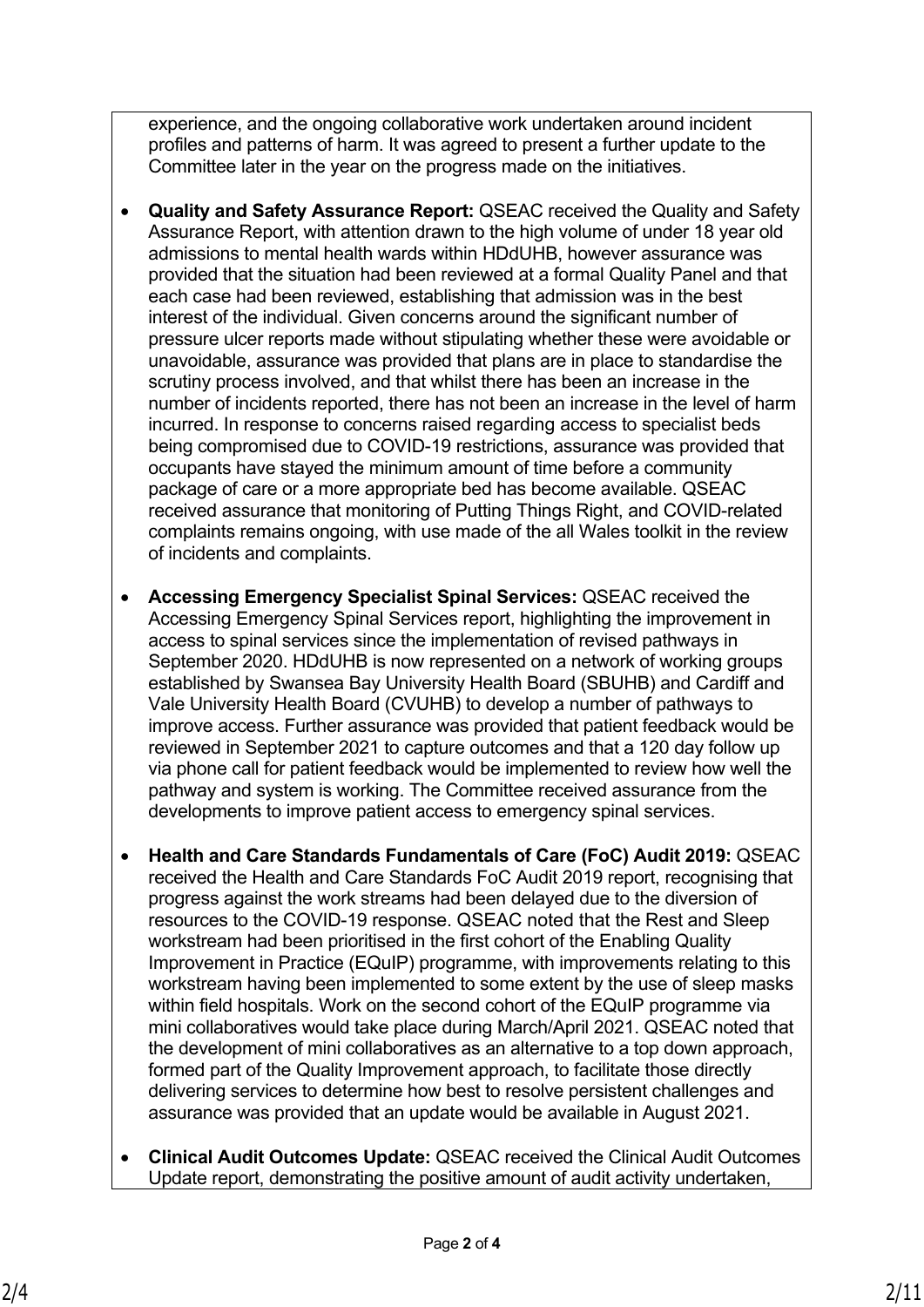experience, and the ongoing collaborative work undertaken around incident profiles and patterns of harm. It was agreed to present a further update to the Committee later in the year on the progress made on the initiatives.

- **Quality and Safety Assurance Report:** QSEAC received the Quality and Safety Assurance Report, with attention drawn to the high volume of under 18 year old admissions to mental health wards within HDdUHB, however assurance was provided that the situation had been reviewed at a formal Quality Panel and that each case had been reviewed, establishing that admission was in the best interest of the individual. Given concerns around the significant number of pressure ulcer reports made without stipulating whether these were avoidable or unavoidable, assurance was provided that plans are in place to standardise the scrutiny process involved, and that whilst there has been an increase in the number of incidents reported, there has not been an increase in the level of harm incurred. In response to concerns raised regarding access to specialist beds being compromised due to COVID-19 restrictions, assurance was provided that occupants have stayed the minimum amount of time before a community package of care or a more appropriate bed has become available. QSEAC received assurance that monitoring of Putting Things Right, and COVID-related complaints remains ongoing, with use made of the all Wales toolkit in the review of incidents and complaints.

- **Accessing Emergency Specialist Spinal Services:** QSEAC received the Accessing Emergency Spinal Services report, highlighting the improvement in access to spinal services since the implementation of revised pathways in September 2020. HDdUHB is now represented on a network of working groups established by Swansea Bay University Health Board (SBUHB) and Cardiff and Vale University Health Board (CVUHB) to develop a number of pathways to improve access. Further assurance was provided that patient feedback would be reviewed in September 2021 to capture outcomes and that a 120 day follow up via phone call for patient feedback would be implemented to review how well the pathway and system is working. The Committee received assurance from the developments to improve patient access to emergency spinal services.

- **Health and Care Standards Fundamentals of Care (FoC) Audit 2019:** QSEAC received the Health and Care Standards FoC Audit 2019 report, recognising that progress against the work streams had been delayed due to the diversion of resources to the COVID-19 response. QSEAC noted that the Rest and Sleep workstream had been prioritised in the first cohort of the Enabling Quality Improvement in Practice (EQuIP) programme, with improvements relating to this workstream having been implemented to some extent by the use of sleep masks within field hospitals. Work on the second cohort of the EQuIP programme via mini collaboratives would take place during March/April 2021. QSEAC noted that the development of mini collaboratives as an alternative to a top down approach, formed part of the Quality Improvement approach, to facilitate those directly delivering services to determine how best to resolve persistent challenges and assurance was provided that an update would be available in August 2021.

- **Clinical Audit Outcomes Update:** QSEAC received the Clinical Audit Outcomes Update report, demonstrating the positive amount of audit activity undertaken,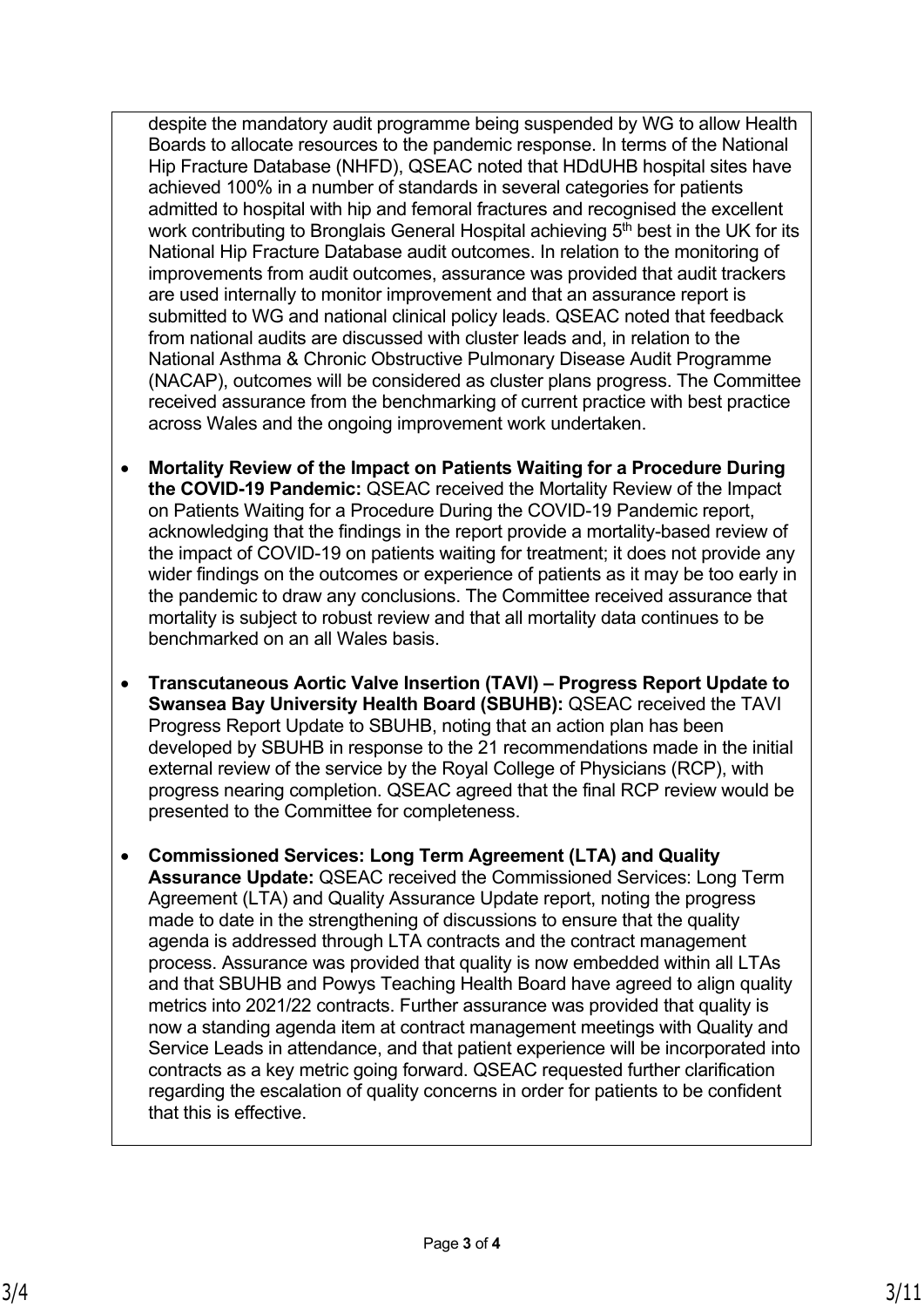despite the mandatory audit programme being suspended by WG to allow Health Boards to allocate resources to the pandemic response. In terms of the National Hip Fracture Database (NHFD), QSEAC noted that HDdUHB hospital sites have achieved 100% in a number of standards in several categories for patients admitted to hospital with hip and femoral fractures and recognised the excellent work contributing to Bronglais General Hospital achieving 5th best in the UK for its National Hip Fracture Database audit outcomes. In relation to the monitoring of improvements from audit outcomes, assurance was provided that audit trackers are used internally to monitor improvement and that an assurance report is submitted to WG and national clinical policy leads. QSEAC noted that feedback from national audits are discussed with cluster leads and, in relation to the National Asthma & Chronic Obstructive Pulmonary Disease Audit Programme (NACAP), outcomes will be considered as cluster plans progress. The Committee received assurance from the benchmarking of current practice with best practice across Wales and the ongoing improvement work undertaken.

- **Mortality Review of the Impact on Patients Waiting for a Procedure During the COVID-19 Pandemic:** QSEAC received the Mortality Review of the Impact on Patients Waiting for a Procedure During the COVID-19 Pandemic report, acknowledging that the findings in the report provide a mortality-based review of the impact of COVID-19 on patients waiting for treatment; it does not provide any wider findings on the outcomes or experience of patients as it may be too early in the pandemic to draw any conclusions. The Committee received assurance that mortality is subject to robust review and that all mortality data continues to be benchmarked on an all Wales basis.

- **Transcutaneous Aortic Valve Insertion (TAVI) – Progress Report Update to Swansea Bay University Health Board (SBUHB):** QSEAC received the TAVI Progress Report Update to SBUHB, noting that an action plan has been developed by SBUHB in response to the 21 recommendations made in the initial external review of the service by the Royal College of Physicians (RCP), with progress nearing completion. QSEAC agreed that the final RCP review would be presented to the Committee for completeness.

- **Commissioned Services: Long Term Agreement (LTA) and Quality Assurance Update:** QSEAC received the Commissioned Services: Long Term Agreement (LTA) and Quality Assurance Update report, noting the progress made to date in the strengthening of discussions to ensure that the quality agenda is addressed through LTA contracts and the contract management process. Assurance was provided that quality is now embedded within all LTAs and that SBUHB and Powys Teaching Health Board have agreed to align quality metrics into 2021/22 contracts. Further assurance was provided that quality is now a standing agenda item at contract management meetings with Quality and Service Leads in attendance, and that patient experience will be incorporated into contracts as a key metric going forward. QSEAC requested further clarification regarding the escalation of quality concerns in order for patients to be confident that this is effective.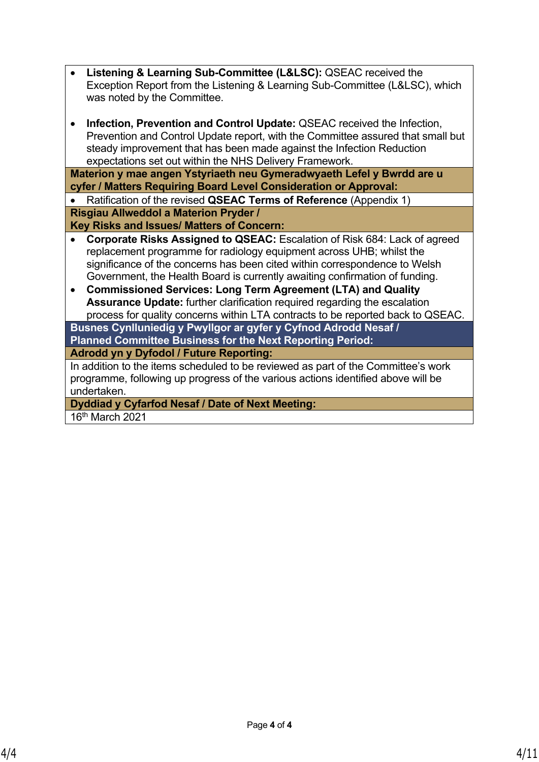- **Listening & Learning Sub-Committee (L&LSC):** QSEAC received the Exception Report from the Listening & Learning Sub-Committee (L&LSC), which was noted by the Committee.

- **Infection, Prevention and Control Update:** QSEAC received the Infection, Prevention and Control Update report, with the Committee assured that small but steady improvement that has been made against the Infection Reduction expectations set out within the NHS Delivery Framework.

**Materion y mae angen Ystyriaeth neu Gymeradwyaeth Lefel y Bwrdd are u cyfer / Matters Requiring Board Level Consideration or Approval:**

- Ratification of the revised **QSEAC Terms of Reference** (Appendix 1)

**Risgiau Allweddol a Materion Pryder /
Key Risks and Issues/ Matters of Concern:**

- **Corporate Risks Assigned to QSEAC:** Escalation of Risk 684: Lack of agreed replacement programme for radiology equipment across UHB; whilst the significance of the concerns has been cited within correspondence to Welsh Government, the Health Board is currently awaiting confirmation of funding.
- **Commissioned Services: Long Term Agreement (LTA) and Quality Assurance Update:** further clarification required regarding the escalation process for quality concerns within LTA contracts to be reported back to QSEAC.

**Busnes Cynlluniedig y Pwyllgor ar gyfer y Cyfnod Adrodd Nesaf /
Planned Committee Business for the Next Reporting Period:**

**Adrodd yn y Dyfodol / Future Reporting:**

In addition to the items scheduled to be reviewed as part of the Committee's work programme, following up progress of the various actions identified above will be undertaken.

**Dyddiad y Cyfarfod Nesaf / Date of Next Meeting:**

16th March 2021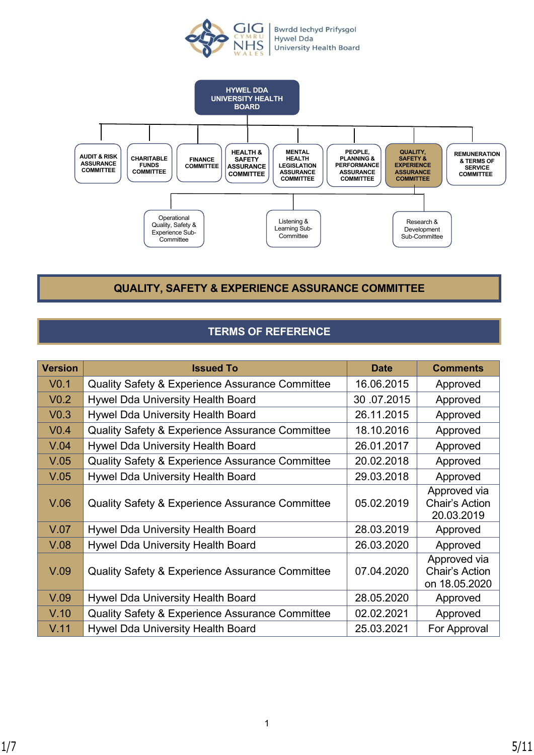Bwrdd Iechyd Prifysgol Hywel Dda University Health Board

HYWEL DDA UNIVERSITY HEALTH BOARD

- AUDIT & RISK ASSURANCE COMMITTEE
- CHARITABLE FUNDS COMMITTEE
- FINANCE COMMITTEE
- HEALTH & SAFETY ASSURANCE COMMITTEE
- MENTAL HEALTH LEGISLATION ASSURANCE COMMITTEE
- PEOPLE, PLANNING & PERFORMANCE ASSURANCE COMMITTEE
- QUALITY, SAFETY & EXPERIENCE ASSURANCE COMMITTEE
  - Operational Quality, Safety & Experience Sub-Committee
  - Listening & Learning Sub-Committee
  - Research & Development Sub-Committee
- REMUNERATION & TERMS OF SERVICE COMMITTEE

# QUALITY, SAFETY & EXPERIENCE ASSURANCE COMMITTEE

## TERMS OF REFERENCE

| Version | Issued To | Date | Comments |
|---|---|---|---|
| V0.1 | Quality Safety & Experience Assurance Committee | 16.06.2015 | Approved |
| V0.2 | Hywel Dda University Health Board | 30 .07.2015 | Approved |
| V0.3 | Hywel Dda University Health Board | 26.11.2015 | Approved |
| V0.4 | Quality Safety & Experience Assurance Committee | 18.10.2016 | Approved |
| V.04 | Hywel Dda University Health Board | 26.01.2017 | Approved |
| V.05 | Quality Safety & Experience Assurance Committee | 20.02.2018 | Approved |
| V.05 | Hywel Dda University Health Board | 29.03.2018 | Approved |
| V.06 | Quality Safety & Experience Assurance Committee | 05.02.2019 | Approved via Chair's Action 20.03.2019 |
| V.07 | Hywel Dda University Health Board | 28.03.2019 | Approved |
| V.08 | Hywel Dda University Health Board | 26.03.2020 | Approved |
| V.09 | Quality Safety & Experience Assurance Committee | 07.04.2020 | Approved via Chair's Action on 18.05.2020 |
| V.09 | Hywel Dda University Health Board | 28.05.2020 | Approved |
| V.10 | Quality Safety & Experience Assurance Committee | 02.02.2021 | Approved |
| V.11 | Hywel Dda University Health Board | 25.03.2021 | For Approval |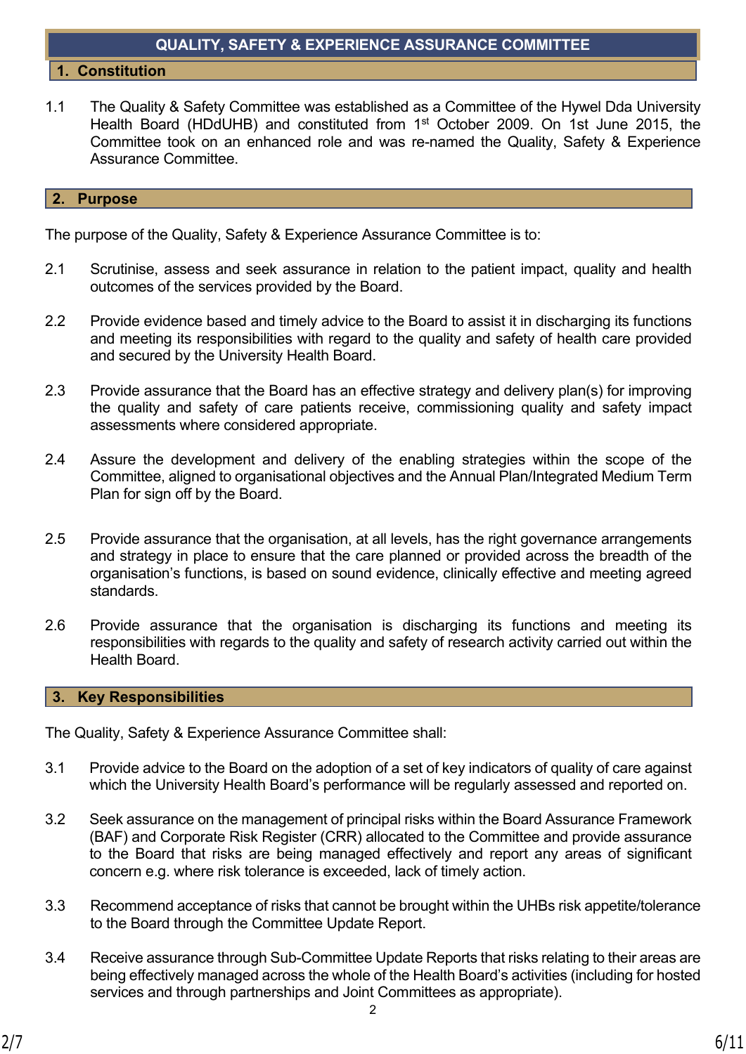## QUALITY, SAFETY & EXPERIENCE ASSURANCE COMMITTEE

### 1. Constitution

1.1 The Quality & Safety Committee was established as a Committee of the Hywel Dda University Health Board (HDdUHB) and constituted from 1st October 2009. On 1st June 2015, the Committee took on an enhanced role and was re-named the Quality, Safety & Experience Assurance Committee.

### 2. Purpose

The purpose of the Quality, Safety & Experience Assurance Committee is to:

2.1 Scrutinise, assess and seek assurance in relation to the patient impact, quality and health outcomes of the services provided by the Board.

2.2 Provide evidence based and timely advice to the Board to assist it in discharging its functions and meeting its responsibilities with regard to the quality and safety of health care provided and secured by the University Health Board.

2.3 Provide assurance that the Board has an effective strategy and delivery plan(s) for improving the quality and safety of care patients receive, commissioning quality and safety impact assessments where considered appropriate.

2.4 Assure the development and delivery of the enabling strategies within the scope of the Committee, aligned to organisational objectives and the Annual Plan/Integrated Medium Term Plan for sign off by the Board.

2.5 Provide assurance that the organisation, at all levels, has the right governance arrangements and strategy in place to ensure that the care planned or provided across the breadth of the organisation's functions, is based on sound evidence, clinically effective and meeting agreed standards.

2.6 Provide assurance that the organisation is discharging its functions and meeting its responsibilities with regards to the quality and safety of research activity carried out within the Health Board.

### 3. Key Responsibilities

The Quality, Safety & Experience Assurance Committee shall:

3.1 Provide advice to the Board on the adoption of a set of key indicators of quality of care against which the University Health Board's performance will be regularly assessed and reported on.

3.2 Seek assurance on the management of principal risks within the Board Assurance Framework (BAF) and Corporate Risk Register (CRR) allocated to the Committee and provide assurance to the Board that risks are being managed effectively and report any areas of significant concern e.g. where risk tolerance is exceeded, lack of timely action.

3.3 Recommend acceptance of risks that cannot be brought within the UHBs risk appetite/tolerance to the Board through the Committee Update Report.

3.4 Receive assurance through Sub-Committee Update Reports that risks relating to their areas are being effectively managed across the whole of the Health Board's activities (including for hosted services and through partnerships and Joint Committees as appropriate).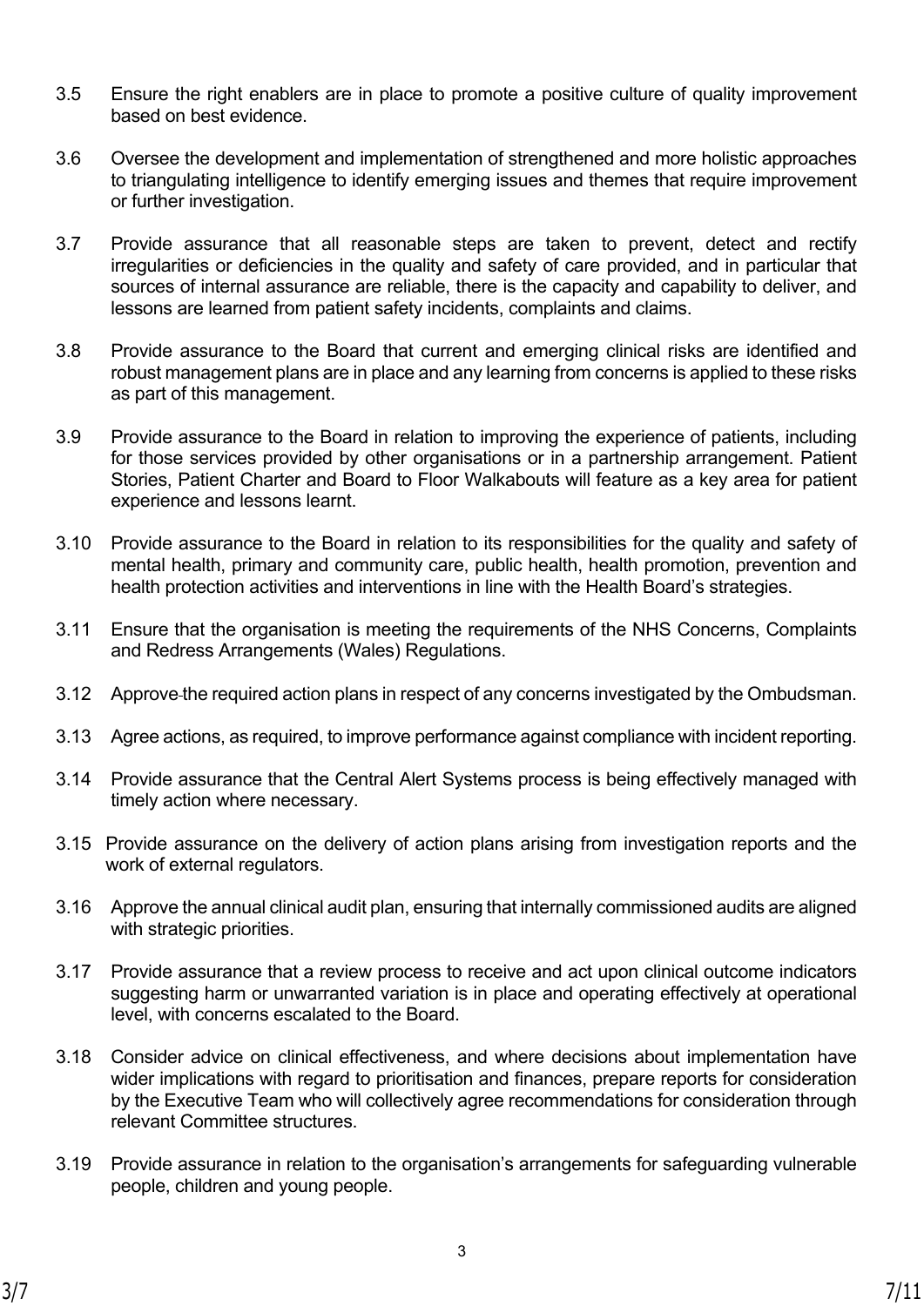3.5 Ensure the right enablers are in place to promote a positive culture of quality improvement based on best evidence.

3.6 Oversee the development and implementation of strengthened and more holistic approaches to triangulating intelligence to identify emerging issues and themes that require improvement or further investigation.

3.7 Provide assurance that all reasonable steps are taken to prevent, detect and rectify irregularities or deficiencies in the quality and safety of care provided, and in particular that sources of internal assurance are reliable, there is the capacity and capability to deliver, and lessons are learned from patient safety incidents, complaints and claims.

3.8 Provide assurance to the Board that current and emerging clinical risks are identified and robust management plans are in place and any learning from concerns is applied to these risks as part of this management.

3.9 Provide assurance to the Board in relation to improving the experience of patients, including for those services provided by other organisations or in a partnership arrangement. Patient Stories, Patient Charter and Board to Floor Walkabouts will feature as a key area for patient experience and lessons learnt.

3.10 Provide assurance to the Board in relation to its responsibilities for the quality and safety of mental health, primary and community care, public health, health promotion, prevention and health protection activities and interventions in line with the Health Board's strategies.

3.11 Ensure that the organisation is meeting the requirements of the NHS Concerns, Complaints and Redress Arrangements (Wales) Regulations.

3.12 Approve the required action plans in respect of any concerns investigated by the Ombudsman.

3.13 Agree actions, as required, to improve performance against compliance with incident reporting.

3.14 Provide assurance that the Central Alert Systems process is being effectively managed with timely action where necessary.

3.15 Provide assurance on the delivery of action plans arising from investigation reports and the work of external regulators.

3.16 Approve the annual clinical audit plan, ensuring that internally commissioned audits are aligned with strategic priorities.

3.17 Provide assurance that a review process to receive and act upon clinical outcome indicators suggesting harm or unwarranted variation is in place and operating effectively at operational level, with concerns escalated to the Board.

3.18 Consider advice on clinical effectiveness, and where decisions about implementation have wider implications with regard to prioritisation and finances, prepare reports for consideration by the Executive Team who will collectively agree recommendations for consideration through relevant Committee structures.

3.19 Provide assurance in relation to the organisation's arrangements for safeguarding vulnerable people, children and young people.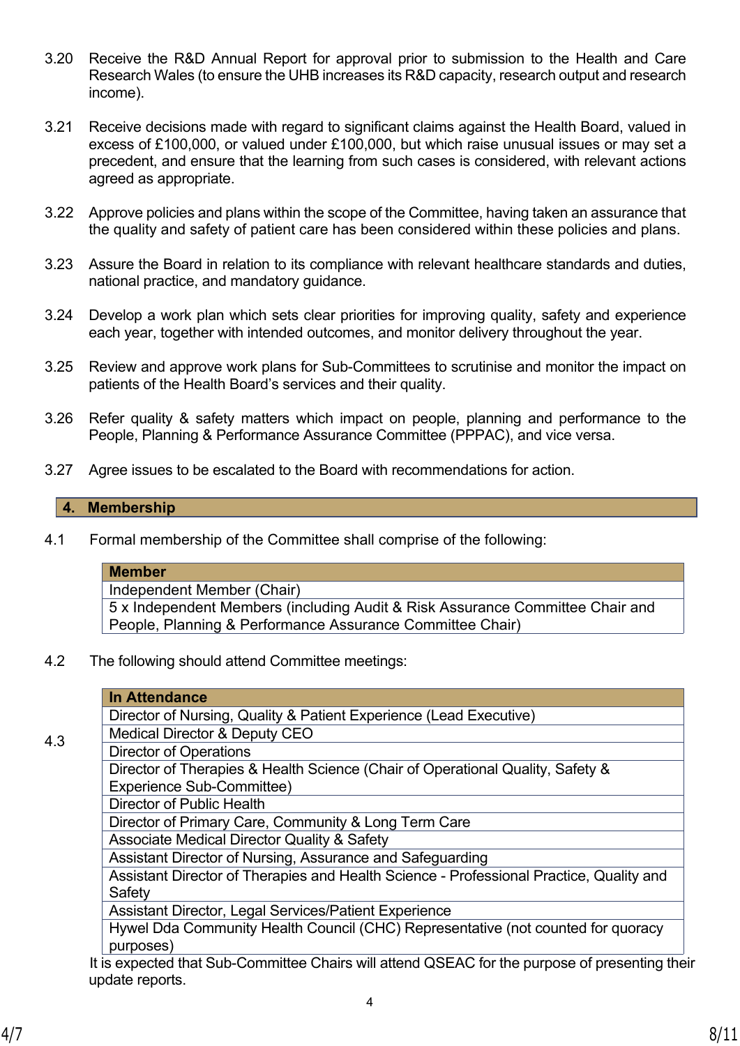3.20 Receive the R&D Annual Report for approval prior to submission to the Health and Care Research Wales (to ensure the UHB increases its R&D capacity, research output and research income).

3.21 Receive decisions made with regard to significant claims against the Health Board, valued in excess of £100,000, or valued under £100,000, but which raise unusual issues or may set a precedent, and ensure that the learning from such cases is considered, with relevant actions agreed as appropriate.

3.22 Approve policies and plans within the scope of the Committee, having taken an assurance that the quality and safety of patient care has been considered within these policies and plans.

3.23 Assure the Board in relation to its compliance with relevant healthcare standards and duties, national practice, and mandatory guidance.

3.24 Develop a work plan which sets clear priorities for improving quality, safety and experience each year, together with intended outcomes, and monitor delivery throughout the year.

3.25 Review and approve work plans for Sub-Committees to scrutinise and monitor the impact on patients of the Health Board's services and their quality.

3.26 Refer quality & safety matters which impact on people, planning and performance to the People, Planning & Performance Assurance Committee (PPPAC), and vice versa.

3.27 Agree issues to be escalated to the Board with recommendations for action.

## 4. Membership

4.1 Formal membership of the Committee shall comprise of the following:

| Member |
|---|
| Independent Member (Chair) |
| 5 x Independent Members (including Audit & Risk Assurance Committee Chair and People, Planning & Performance Assurance Committee Chair) |

4.2 The following should attend Committee meetings:

| In Attendance |
|---|
| Director of Nursing, Quality & Patient Experience (Lead Executive) |
| Medical Director & Deputy CEO |
| Director of Operations |
| Director of Therapies & Health Science (Chair of Operational Quality, Safety & Experience Sub-Committee) |
| Director of Public Health |
| Director of Primary Care, Community & Long Term Care |
| Associate Medical Director Quality & Safety |
| Assistant Director of Nursing, Assurance and Safeguarding |
| Assistant Director of Therapies and Health Science - Professional Practice, Quality and Safety |
| Assistant Director, Legal Services/Patient Experience |
| Hywel Dda Community Health Council (CHC) Representative (not counted for quoracy purposes) |

4.3 It is expected that Sub-Committee Chairs will attend QSEAC for the purpose of presenting their update reports.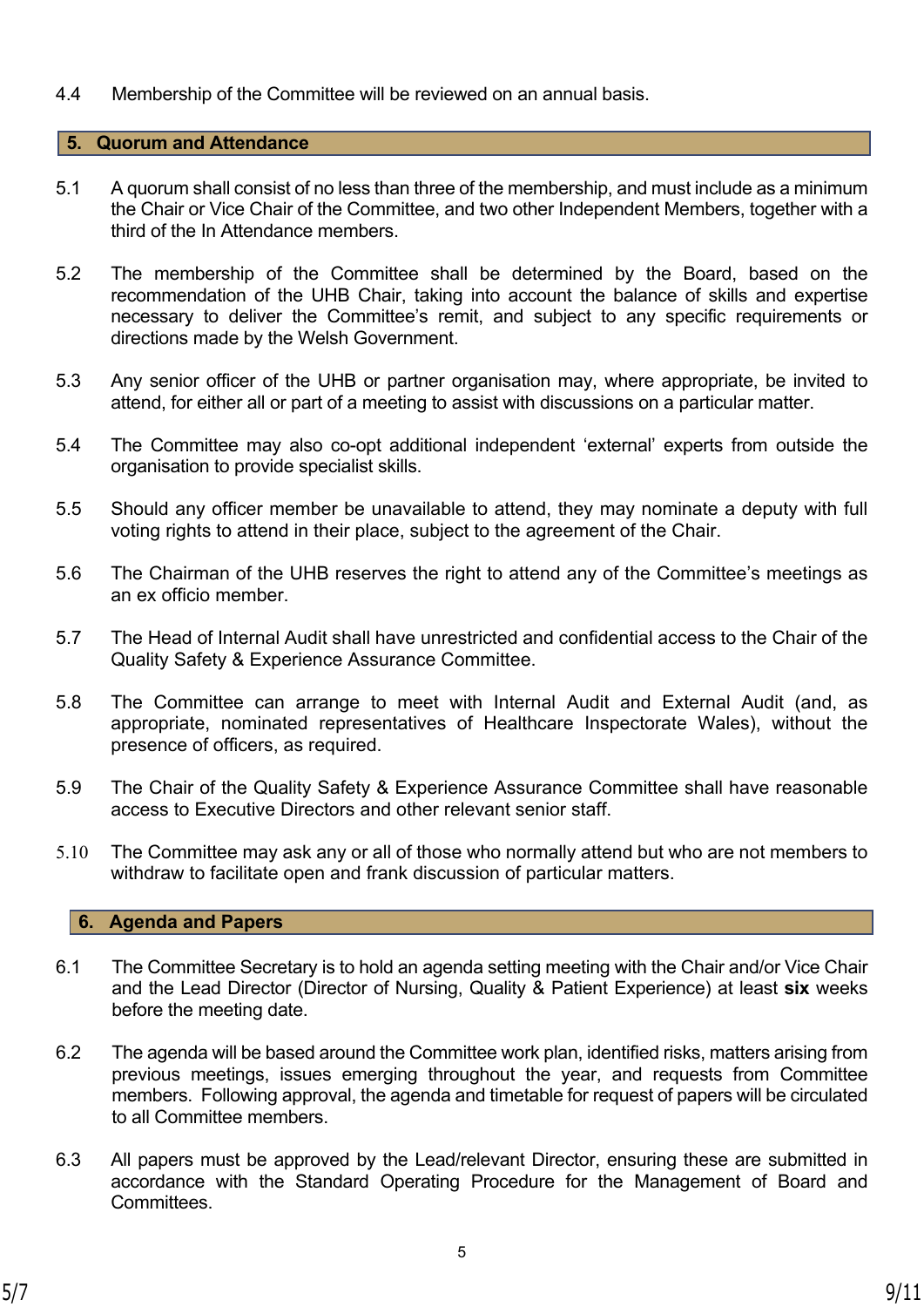4.4 Membership of the Committee will be reviewed on an annual basis.

## 5. Quorum and Attendance

5.1 A quorum shall consist of no less than three of the membership, and must include as a minimum the Chair or Vice Chair of the Committee, and two other Independent Members, together with a third of the In Attendance members.

5.2 The membership of the Committee shall be determined by the Board, based on the recommendation of the UHB Chair, taking into account the balance of skills and expertise necessary to deliver the Committee's remit, and subject to any specific requirements or directions made by the Welsh Government.

5.3 Any senior officer of the UHB or partner organisation may, where appropriate, be invited to attend, for either all or part of a meeting to assist with discussions on a particular matter.

5.4 The Committee may also co-opt additional independent 'external' experts from outside the organisation to provide specialist skills.

5.5 Should any officer member be unavailable to attend, they may nominate a deputy with full voting rights to attend in their place, subject to the agreement of the Chair.

5.6 The Chairman of the UHB reserves the right to attend any of the Committee's meetings as an ex officio member.

5.7 The Head of Internal Audit shall have unrestricted and confidential access to the Chair of the Quality Safety & Experience Assurance Committee.

5.8 The Committee can arrange to meet with Internal Audit and External Audit (and, as appropriate, nominated representatives of Healthcare Inspectorate Wales), without the presence of officers, as required.

5.9 The Chair of the Quality Safety & Experience Assurance Committee shall have reasonable access to Executive Directors and other relevant senior staff.

5.10 The Committee may ask any or all of those who normally attend but who are not members to withdraw to facilitate open and frank discussion of particular matters.

## 6. Agenda and Papers

6.1 The Committee Secretary is to hold an agenda setting meeting with the Chair and/or Vice Chair and the Lead Director (Director of Nursing, Quality & Patient Experience) at least **six** weeks before the meeting date.

6.2 The agenda will be based around the Committee work plan, identified risks, matters arising from previous meetings, issues emerging throughout the year, and requests from Committee members. Following approval, the agenda and timetable for request of papers will be circulated to all Committee members.

6.3 All papers must be approved by the Lead/relevant Director, ensuring these are submitted in accordance with the Standard Operating Procedure for the Management of Board and Committees.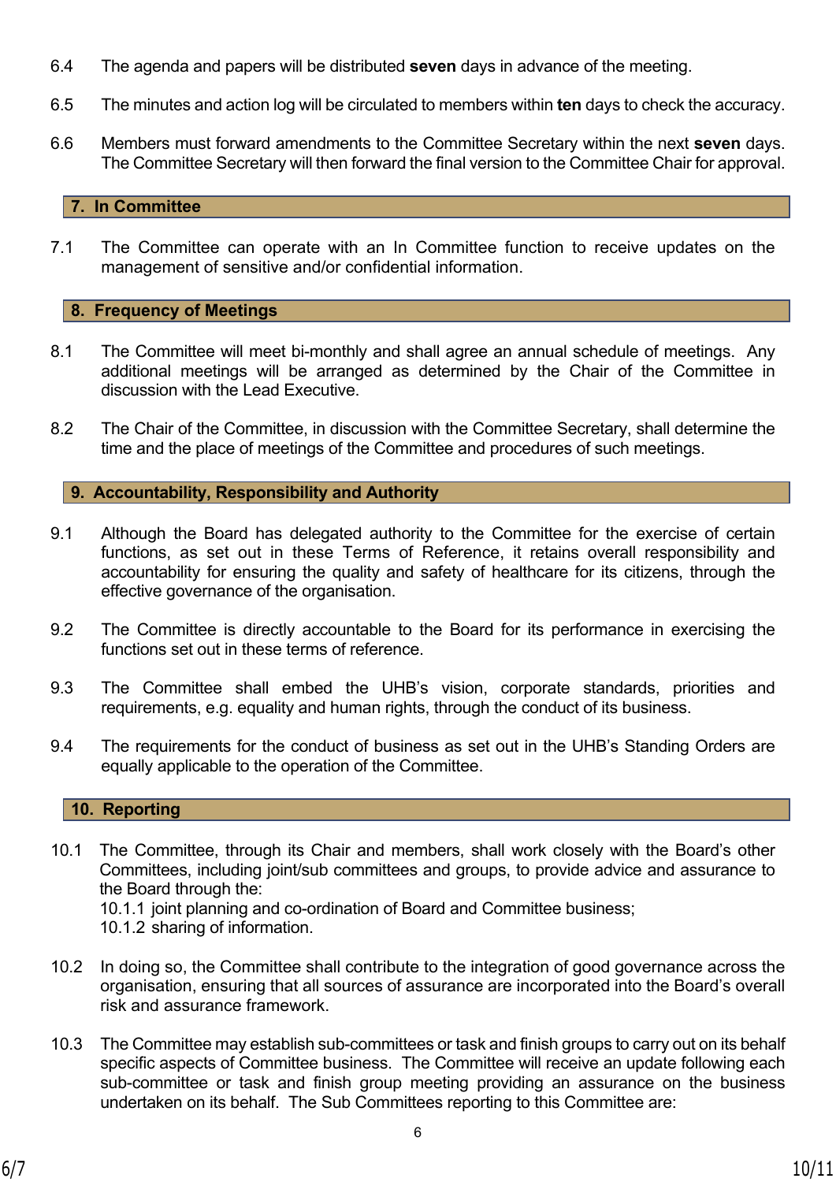6.4 The agenda and papers will be distributed **seven** days in advance of the meeting.

6.5 The minutes and action log will be circulated to members within **ten** days to check the accuracy.

6.6 Members must forward amendments to the Committee Secretary within the next **seven** days. The Committee Secretary will then forward the final version to the Committee Chair for approval.

## 7. In Committee

7.1 The Committee can operate with an In Committee function to receive updates on the management of sensitive and/or confidential information.

## 8. Frequency of Meetings

8.1 The Committee will meet bi-monthly and shall agree an annual schedule of meetings. Any additional meetings will be arranged as determined by the Chair of the Committee in discussion with the Lead Executive.

8.2 The Chair of the Committee, in discussion with the Committee Secretary, shall determine the time and the place of meetings of the Committee and procedures of such meetings.

## 9. Accountability, Responsibility and Authority

9.1 Although the Board has delegated authority to the Committee for the exercise of certain functions, as set out in these Terms of Reference, it retains overall responsibility and accountability for ensuring the quality and safety of healthcare for its citizens, through the effective governance of the organisation.

9.2 The Committee is directly accountable to the Board for its performance in exercising the functions set out in these terms of reference.

9.3 The Committee shall embed the UHB's vision, corporate standards, priorities and requirements, e.g. equality and human rights, through the conduct of its business.

9.4 The requirements for the conduct of business as set out in the UHB's Standing Orders are equally applicable to the operation of the Committee.

## 10. Reporting

10.1 The Committee, through its Chair and members, shall work closely with the Board's other Committees, including joint/sub committees and groups, to provide advice and assurance to the Board through the:
10.1.1 joint planning and co-ordination of Board and Committee business;
10.1.2 sharing of information.

10.2 In doing so, the Committee shall contribute to the integration of good governance across the organisation, ensuring that all sources of assurance are incorporated into the Board's overall risk and assurance framework.

10.3 The Committee may establish sub-committees or task and finish groups to carry out on its behalf specific aspects of Committee business. The Committee will receive an update following each sub-committee or task and finish group meeting providing an assurance on the business undertaken on its behalf. The Sub Committees reporting to this Committee are: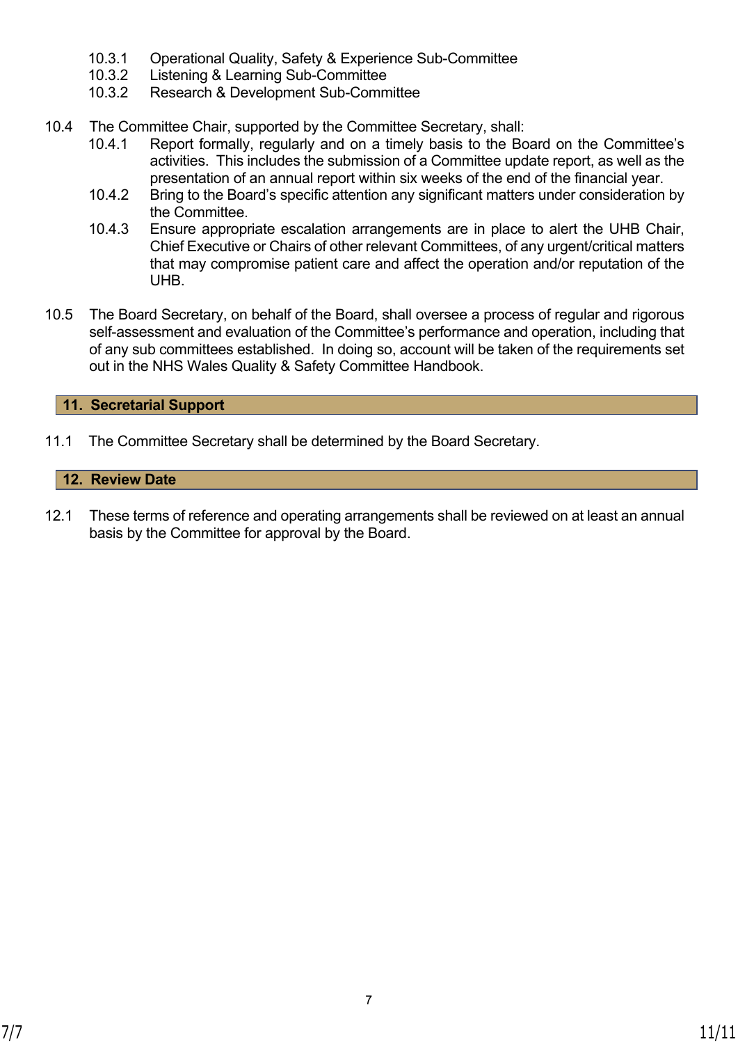10.3.1 Operational Quality, Safety & Experience Sub-Committee
10.3.2 Listening & Learning Sub-Committee
10.3.2 Research & Development Sub-Committee

10.4 The Committee Chair, supported by the Committee Secretary, shall:

10.4.1 Report formally, regularly and on a timely basis to the Board on the Committee's activities. This includes the submission of a Committee update report, as well as the presentation of an annual report within six weeks of the end of the financial year.

10.4.2 Bring to the Board's specific attention any significant matters under consideration by the Committee.

10.4.3 Ensure appropriate escalation arrangements are in place to alert the UHB Chair, Chief Executive or Chairs of other relevant Committees, of any urgent/critical matters that may compromise patient care and affect the operation and/or reputation of the UHB.

10.5 The Board Secretary, on behalf of the Board, shall oversee a process of regular and rigorous self-assessment and evaluation of the Committee's performance and operation, including that of any sub committees established. In doing so, account will be taken of the requirements set out in the NHS Wales Quality & Safety Committee Handbook.

## 11. Secretarial Support

11.1 The Committee Secretary shall be determined by the Board Secretary.

## 12. Review Date

12.1 These terms of reference and operating arrangements shall be reviewed on at least an annual basis by the Committee for approval by the Board.